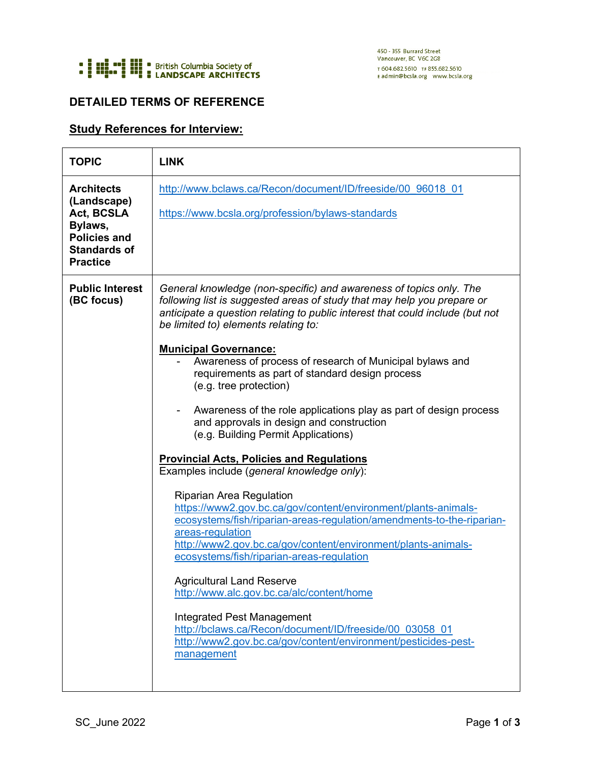British Columbia Society of LANDSCAPE ARCHITECTS

450 - 355 Burrard Street
Vancouver, BC V6C 2G8
T 604.682.5610 TF 855.682.5610
E admin@bcsla.org www.bcsla.org

# DETAILED TERMS OF REFERENCE

## Study References for Interview:

| TOPIC | LINK |
|---|---|
| **Architects (Landscape) Act, BCSLA Bylaws, Policies and Standards of Practice** | http://www.bclaws.ca/Recon/document/ID/freeside/00_96018_01<br><br>https://www.bcsla.org/profession/bylaws-standards |
| **Public Interest (BC focus)** | *General knowledge (non-specific) and awareness of topics only. The following list is suggested areas of study that may help you prepare or anticipate a question relating to public interest that could include (but not be limited to) elements relating to:*<br><br>**Municipal Governance:**<br>- Awareness of process of research of Municipal bylaws and requirements as part of standard design process (e.g. tree protection)<br>- Awareness of the role applications play as part of design process and approvals in design and construction (e.g. Building Permit Applications)<br><br>**Provincial Acts, Policies and Regulations**<br>Examples include (*general knowledge only*):<br><br>Riparian Area Regulation<br>https://www2.gov.bc.ca/gov/content/environment/plants-animals-ecosystems/fish/riparian-areas-regulation/amendments-to-the-riparian-areas-regulation<br>http://www2.gov.bc.ca/gov/content/environment/plants-animals-ecosystems/fish/riparian-areas-regulation<br><br>Agricultural Land Reserve<br>http://www.alc.gov.bc.ca/alc/content/home<br><br>Integrated Pest Management<br>http://bclaws.ca/Recon/document/ID/freeside/00_03058_01<br>http://www2.gov.bc.ca/gov/content/environment/pesticides-pest-management |

SC_June 2022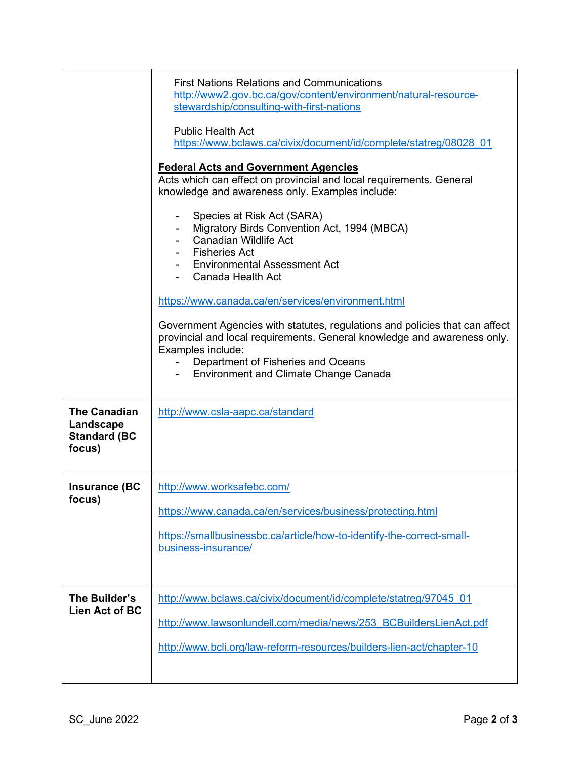| | |
|---|---|
| | First Nations Relations and Communications<br>http://www2.gov.bc.ca/gov/content/environment/natural-resource-stewardship/consulting-with-first-nations<br><br>Public Health Act<br>https://www.bclaws.ca/civix/document/id/complete/statreg/08028_01<br><br>**Federal Acts and Government Agencies**<br>Acts which can effect on provincial and local requirements. General knowledge and awareness only. Examples include:<br><br>- Species at Risk Act (SARA)<br>- Migratory Birds Convention Act, 1994 (MBCA)<br>- Canadian Wildlife Act<br>- Fisheries Act<br>- Environmental Assessment Act<br>- Canada Health Act<br><br>https://www.canada.ca/en/services/environment.html<br><br>Government Agencies with statutes, regulations and policies that can affect provincial and local requirements. General knowledge and awareness only. Examples include:<br>- Department of Fisheries and Oceans<br>- Environment and Climate Change Canada |
| **The Canadian Landscape Standard (BC focus)** | http://www.csla-aapc.ca/standard |
| **Insurance (BC focus)** | http://www.worksafebc.com/<br><br>https://www.canada.ca/en/services/business/protecting.html<br><br>https://smallbusinessbc.ca/article/how-to-identify-the-correct-small-business-insurance/ |
| **The Builder's Lien Act of BC** | http://www.bclaws.ca/civix/document/id/complete/statreg/97045_01<br><br>http://www.lawsonlundell.com/media/news/253_BCBuildersLienAct.pdf<br><br>http://www.bcli.org/law-reform-resources/builders-lien-act/chapter-10 |

SC_June 2022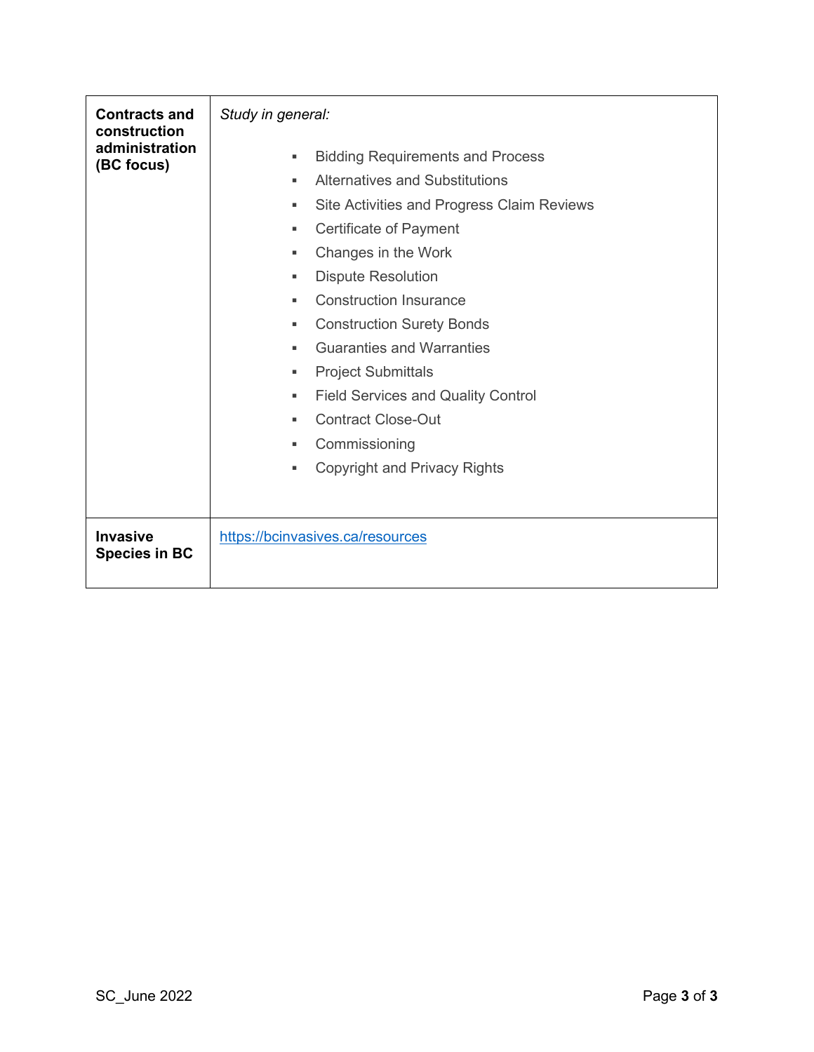| | |
|---|---|
| **Contracts and construction administration (BC focus)** | *Study in general:*<br>▪ Bidding Requirements and Process<br>▪ Alternatives and Substitutions<br>▪ Site Activities and Progress Claim Reviews<br>▪ Certificate of Payment<br>▪ Changes in the Work<br>▪ Dispute Resolution<br>▪ Construction Insurance<br>▪ Construction Surety Bonds<br>▪ Guaranties and Warranties<br>▪ Project Submittals<br>▪ Field Services and Quality Control<br>▪ Contract Close-Out<br>▪ Commissioning<br>▪ Copyright and Privacy Rights |
| **Invasive Species in BC** | https://bcinvasives.ca/resources |

SC_June 2022